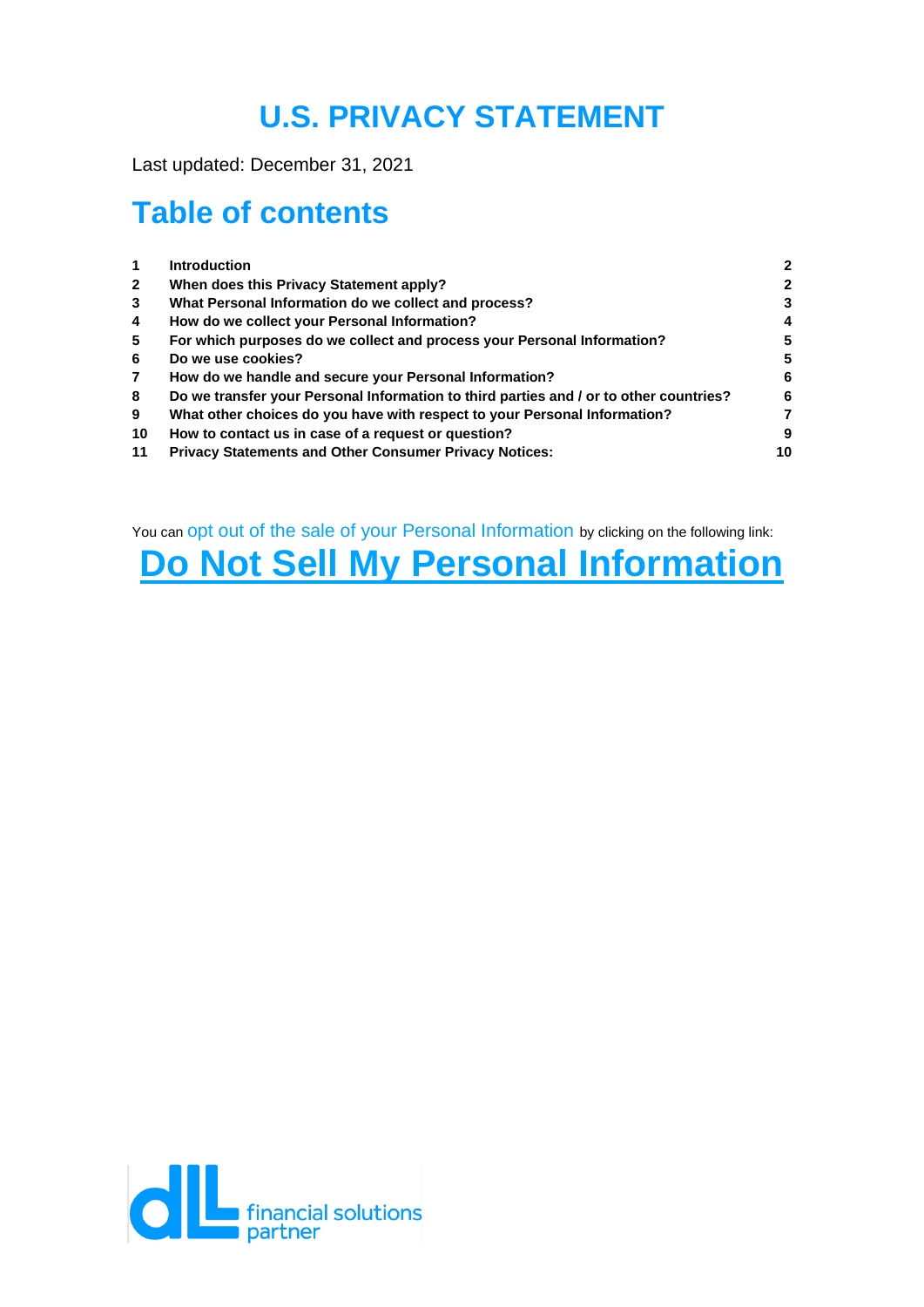# U.S. PRIVACY STATEMENT

Last updated: December 31, 2021

## Table of contents

| | | |
|---|---|---|
| **1** | **Introduction** | **2** |
| **2** | **When does this Privacy Statement apply?** | **2** |
| **3** | **What Personal Information do we collect and process?** | **3** |
| **4** | **How do we collect your Personal Information?** | **4** |
| **5** | **For which purposes do we collect and process your Personal Information?** | **5** |
| **6** | **Do we use cookies?** | **5** |
| **7** | **How do we handle and secure your Personal Information?** | **6** |
| **8** | **Do we transfer your Personal Information to third parties and / or to other countries?** | **6** |
| **9** | **What other choices do you have with respect to your Personal Information?** | **7** |
| **10** | **How to contact us in case of a request or question?** | **9** |
| **11** | **Privacy Statements and Other Consumer Privacy Notices:** | **10** |

You can opt out of the sale of your Personal Information by clicking on the following link:

# Do Not Sell My Personal Information

dll financial solutions partner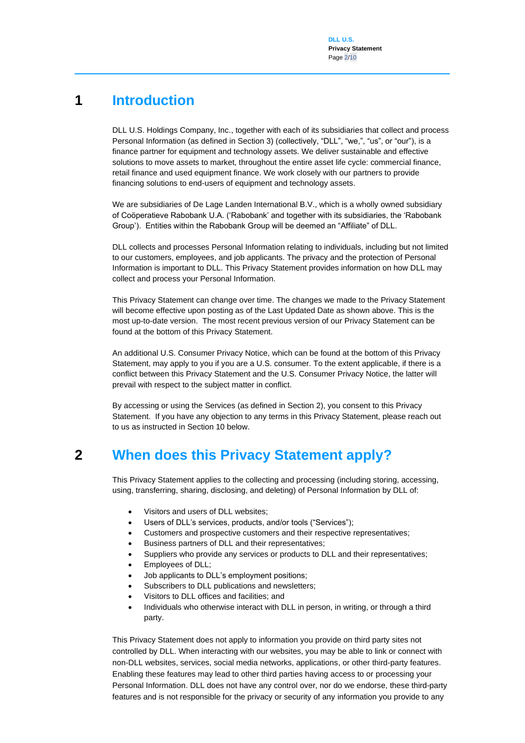# 1 Introduction

DLL U.S. Holdings Company, Inc., together with each of its subsidiaries that collect and process Personal Information (as defined in Section 3) (collectively, "DLL", "we,", "us", or "our"), is a finance partner for equipment and technology assets. We deliver sustainable and effective solutions to move assets to market, throughout the entire asset life cycle: commercial finance, retail finance and used equipment finance. We work closely with our partners to provide financing solutions to end-users of equipment and technology assets.

We are subsidiaries of De Lage Landen International B.V., which is a wholly owned subsidiary of Coöperatieve Rabobank U.A. ('Rabobank' and together with its subsidiaries, the 'Rabobank Group'). Entities within the Rabobank Group will be deemed an "Affiliate" of DLL.

DLL collects and processes Personal Information relating to individuals, including but not limited to our customers, employees, and job applicants. The privacy and the protection of Personal Information is important to DLL. This Privacy Statement provides information on how DLL may collect and process your Personal Information.

This Privacy Statement can change over time. The changes we made to the Privacy Statement will become effective upon posting as of the Last Updated Date as shown above. This is the most up-to-date version. The most recent previous version of our Privacy Statement can be found at the bottom of this Privacy Statement.

An additional U.S. Consumer Privacy Notice, which can be found at the bottom of this Privacy Statement, may apply to you if you are a U.S. consumer. To the extent applicable, if there is a conflict between this Privacy Statement and the U.S. Consumer Privacy Notice, the latter will prevail with respect to the subject matter in conflict.

By accessing or using the Services (as defined in Section 2), you consent to this Privacy Statement. If you have any objection to any terms in this Privacy Statement, please reach out to us as instructed in Section 10 below.

# 2 When does this Privacy Statement apply?

This Privacy Statement applies to the collecting and processing (including storing, accessing, using, transferring, sharing, disclosing, and deleting) of Personal Information by DLL of:

- Visitors and users of DLL websites;
- Users of DLL's services, products, and/or tools ("Services");
- Customers and prospective customers and their respective representatives;
- Business partners of DLL and their representatives;
- Suppliers who provide any services or products to DLL and their representatives;
- Employees of DLL;
- Job applicants to DLL's employment positions;
- Subscribers to DLL publications and newsletters;
- Visitors to DLL offices and facilities; and
- Individuals who otherwise interact with DLL in person, in writing, or through a third party.

This Privacy Statement does not apply to information you provide on third party sites not controlled by DLL. When interacting with our websites, you may be able to link or connect with non-DLL websites, services, social media networks, applications, or other third-party features. Enabling these features may lead to other third parties having access to or processing your Personal Information. DLL does not have any control over, nor do we endorse, these third-party features and is not responsible for the privacy or security of any information you provide to any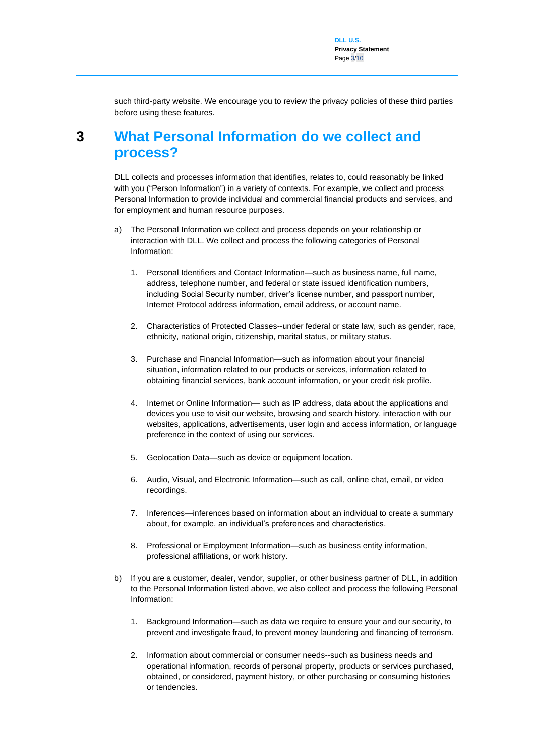such third-party website. We encourage you to review the privacy policies of these third parties before using these features.

# 3 What Personal Information do we collect and process?

DLL collects and processes information that identifies, relates to, could reasonably be linked with you ("Person Information") in a variety of contexts. For example, we collect and process Personal Information to provide individual and commercial financial products and services, and for employment and human resource purposes.

a) The Personal Information we collect and process depends on your relationship or interaction with DLL. We collect and process the following categories of Personal Information:

   1. Personal Identifiers and Contact Information—such as business name, full name, address, telephone number, and federal or state issued identification numbers, including Social Security number, driver's license number, and passport number, Internet Protocol address information, email address, or account name.

   2. Characteristics of Protected Classes--under federal or state law, such as gender, race, ethnicity, national origin, citizenship, marital status, or military status.

   3. Purchase and Financial Information—such as information about your financial situation, information related to our products or services, information related to obtaining financial services, bank account information, or your credit risk profile.

   4. Internet or Online Information— such as IP address, data about the applications and devices you use to visit our website, browsing and search history, interaction with our websites, applications, advertisements, user login and access information, or language preference in the context of using our services.

   5. Geolocation Data—such as device or equipment location.

   6. Audio, Visual, and Electronic Information—such as call, online chat, email, or video recordings.

   7. Inferences—inferences based on information about an individual to create a summary about, for example, an individual's preferences and characteristics.

   8. Professional or Employment Information—such as business entity information, professional affiliations, or work history.

b) If you are a customer, dealer, vendor, supplier, or other business partner of DLL, in addition to the Personal Information listed above, we also collect and process the following Personal Information:

   1. Background Information—such as data we require to ensure your and our security, to prevent and investigate fraud, to prevent money laundering and financing of terrorism.

   2. Information about commercial or consumer needs--such as business needs and operational information, records of personal property, products or services purchased, obtained, or considered, payment history, or other purchasing or consuming histories or tendencies.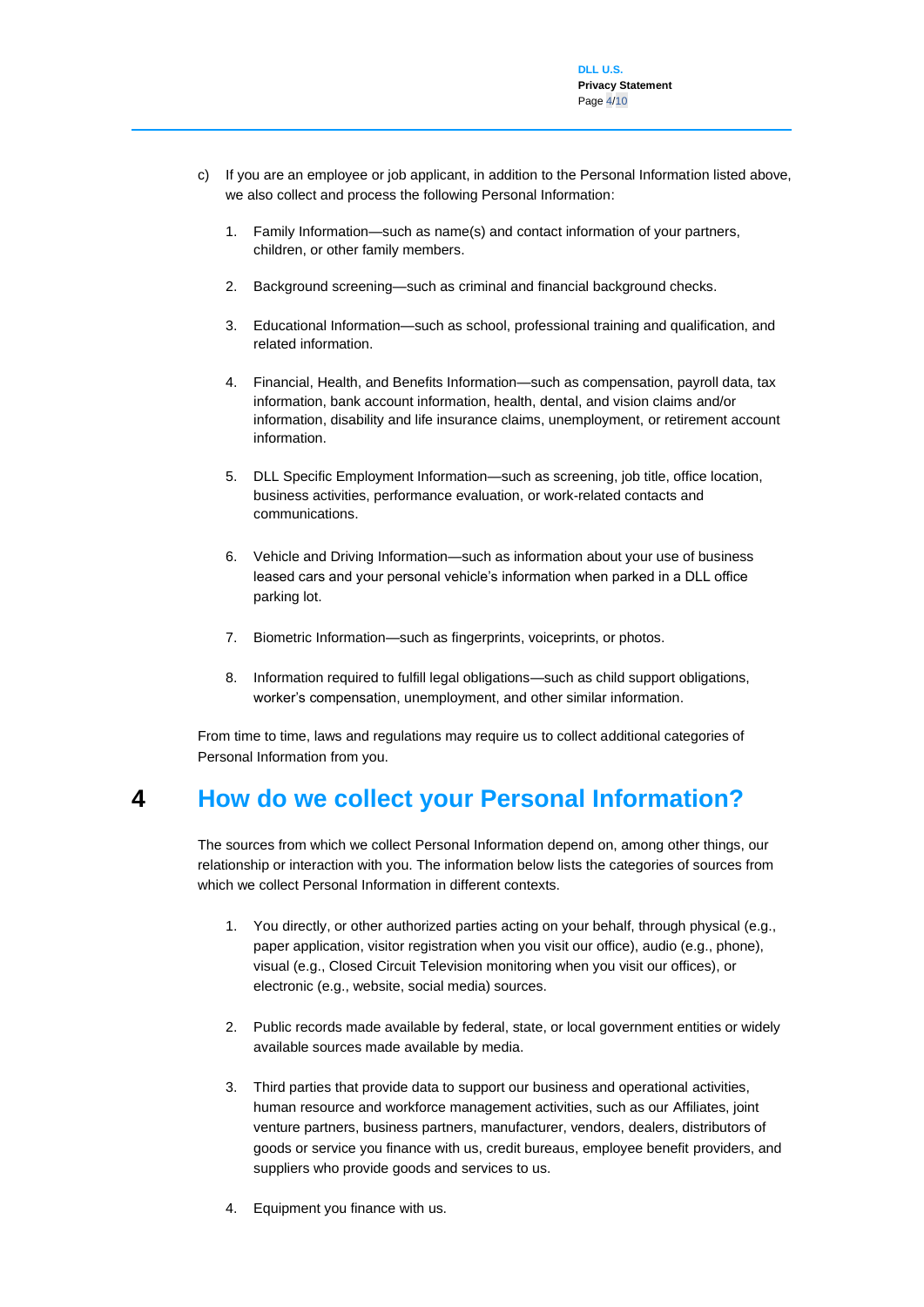c) If you are an employee or job applicant, in addition to the Personal Information listed above, we also collect and process the following Personal Information:

1. Family Information—such as name(s) and contact information of your partners, children, or other family members.

2. Background screening—such as criminal and financial background checks.

3. Educational Information—such as school, professional training and qualification, and related information.

4. Financial, Health, and Benefits Information—such as compensation, payroll data, tax information, bank account information, health, dental, and vision claims and/or information, disability and life insurance claims, unemployment, or retirement account information.

5. DLL Specific Employment Information—such as screening, job title, office location, business activities, performance evaluation, or work-related contacts and communications.

6. Vehicle and Driving Information—such as information about your use of business leased cars and your personal vehicle's information when parked in a DLL office parking lot.

7. Biometric Information—such as fingerprints, voiceprints, or photos.

8. Information required to fulfill legal obligations—such as child support obligations, worker's compensation, unemployment, and other similar information.

From time to time, laws and regulations may require us to collect additional categories of Personal Information from you.

# 4 How do we collect your Personal Information?

The sources from which we collect Personal Information depend on, among other things, our relationship or interaction with you. The information below lists the categories of sources from which we collect Personal Information in different contexts.

1. You directly, or other authorized parties acting on your behalf, through physical (e.g., paper application, visitor registration when you visit our office), audio (e.g., phone), visual (e.g., Closed Circuit Television monitoring when you visit our offices), or electronic (e.g., website, social media) sources.

2. Public records made available by federal, state, or local government entities or widely available sources made available by media.

3. Third parties that provide data to support our business and operational activities, human resource and workforce management activities, such as our Affiliates, joint venture partners, business partners, manufacturer, vendors, dealers, distributors of goods or service you finance with us, credit bureaus, employee benefit providers, and suppliers who provide goods and services to us.

4. Equipment you finance with us.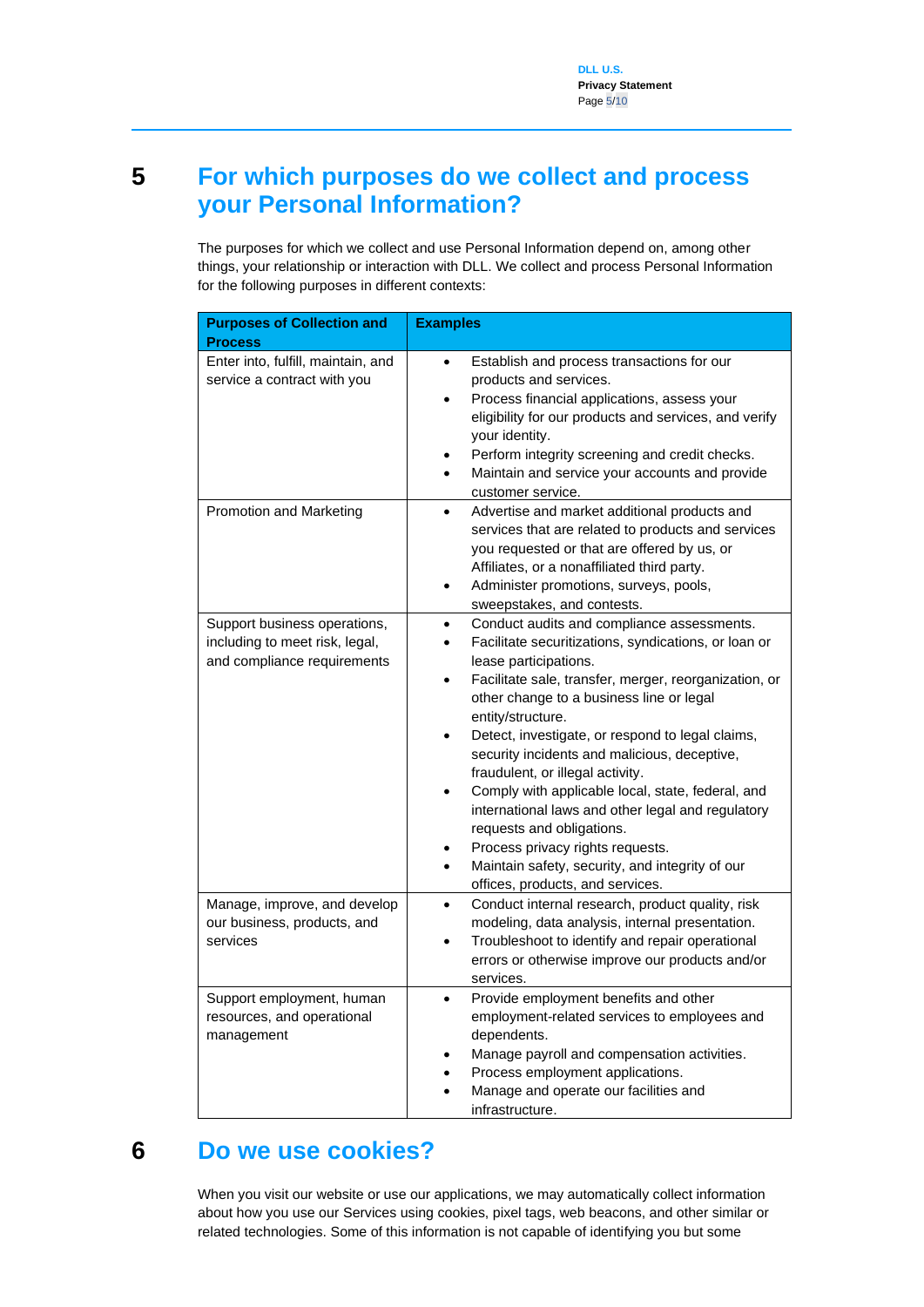## 5 For which purposes do we collect and process your Personal Information?

The purposes for which we collect and use Personal Information depend on, among other things, your relationship or interaction with DLL. We collect and process Personal Information for the following purposes in different contexts:

| Purposes of Collection and Process | Examples |
|---|---|
| Enter into, fulfill, maintain, and service a contract with you | • Establish and process transactions for our products and services.<br>• Process financial applications, assess your eligibility for our products and services, and verify your identity.<br>• Perform integrity screening and credit checks.<br>• Maintain and service your accounts and provide customer service. |
| Promotion and Marketing | • Advertise and market additional products and services that are related to products and services you requested or that are offered by us, or Affiliates, or a nonaffiliated third party.<br>• Administer promotions, surveys, pools, sweepstakes, and contests. |
| Support business operations, including to meet risk, legal, and compliance requirements | • Conduct audits and compliance assessments.<br>• Facilitate securitizations, syndications, or loan or lease participations.<br>• Facilitate sale, transfer, merger, reorganization, or other change to a business line or legal entity/structure.<br>• Detect, investigate, or respond to legal claims, security incidents and malicious, deceptive, fraudulent, or illegal activity.<br>• Comply with applicable local, state, federal, and international laws and other legal and regulatory requests and obligations.<br>• Process privacy rights requests.<br>• Maintain safety, security, and integrity of our offices, products, and services. |
| Manage, improve, and develop our business, products, and services | • Conduct internal research, product quality, risk modeling, data analysis, internal presentation.<br>• Troubleshoot to identify and repair operational errors or otherwise improve our products and/or services. |
| Support employment, human resources, and operational management | • Provide employment benefits and other employment-related services to employees and dependents.<br>• Manage payroll and compensation activities.<br>• Process employment applications.<br>• Manage and operate our facilities and infrastructure. |

## 6 Do we use cookies?

When you visit our website or use our applications, we may automatically collect information about how you use our Services using cookies, pixel tags, web beacons, and other similar or related technologies. Some of this information is not capable of identifying you but some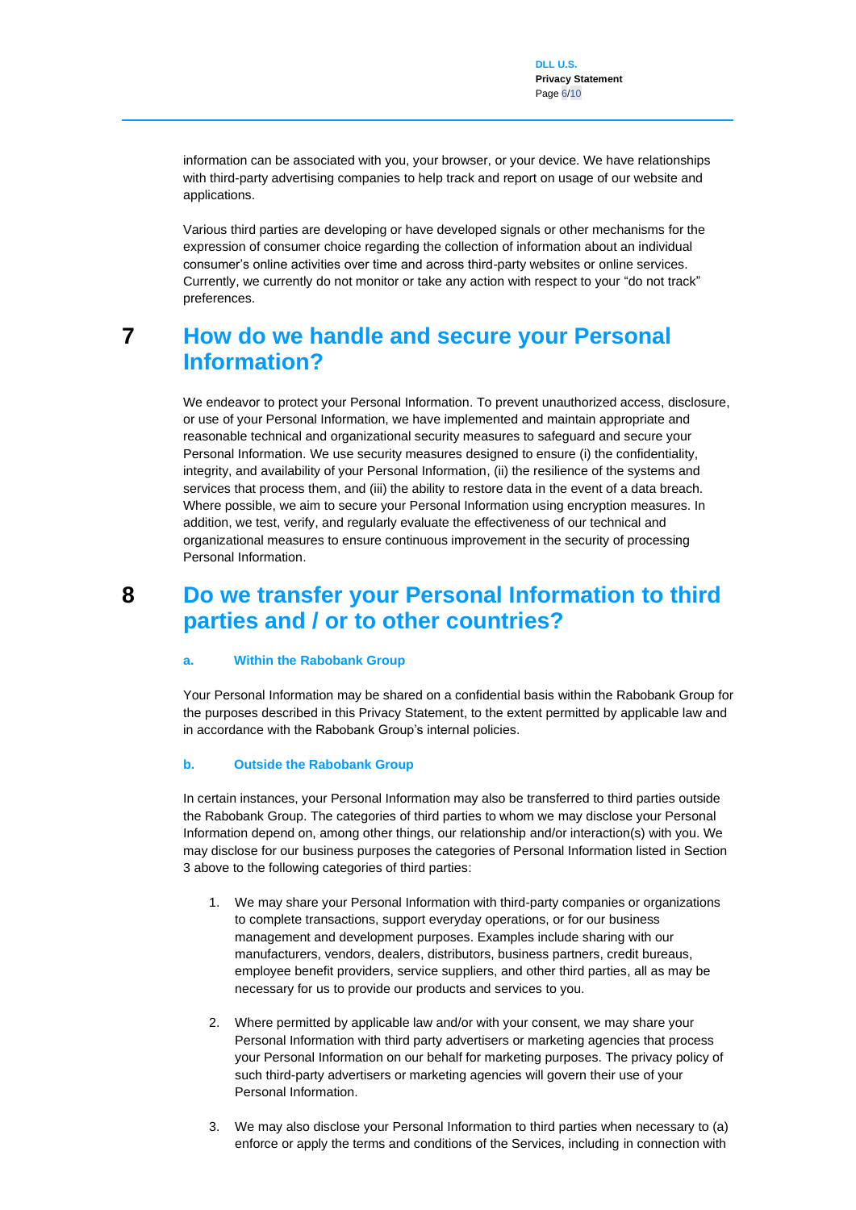information can be associated with you, your browser, or your device. We have relationships with third-party advertising companies to help track and report on usage of our website and applications.

Various third parties are developing or have developed signals or other mechanisms for the expression of consumer choice regarding the collection of information about an individual consumer's online activities over time and across third-party websites or online services. Currently, we currently do not monitor or take any action with respect to your "do not track" preferences.

## 7 How do we handle and secure your Personal Information?

We endeavor to protect your Personal Information. To prevent unauthorized access, disclosure, or use of your Personal Information, we have implemented and maintain appropriate and reasonable technical and organizational security measures to safeguard and secure your Personal Information. We use security measures designed to ensure (i) the confidentiality, integrity, and availability of your Personal Information, (ii) the resilience of the systems and services that process them, and (iii) the ability to restore data in the event of a data breach. Where possible, we aim to secure your Personal Information using encryption measures. In addition, we test, verify, and regularly evaluate the effectiveness of our technical and organizational measures to ensure continuous improvement in the security of processing Personal Information.

## 8 Do we transfer your Personal Information to third parties and / or to other countries?

### a. Within the Rabobank Group

Your Personal Information may be shared on a confidential basis within the Rabobank Group for the purposes described in this Privacy Statement, to the extent permitted by applicable law and in accordance with the Rabobank Group's internal policies.

### b. Outside the Rabobank Group

In certain instances, your Personal Information may also be transferred to third parties outside the Rabobank Group. The categories of third parties to whom we may disclose your Personal Information depend on, among other things, our relationship and/or interaction(s) with you. We may disclose for our business purposes the categories of Personal Information listed in Section 3 above to the following categories of third parties:

1. We may share your Personal Information with third-party companies or organizations to complete transactions, support everyday operations, or for our business management and development purposes. Examples include sharing with our manufacturers, vendors, dealers, distributors, business partners, credit bureaus, employee benefit providers, service suppliers, and other third parties, all as may be necessary for us to provide our products and services to you.

2. Where permitted by applicable law and/or with your consent, we may share your Personal Information with third party advertisers or marketing agencies that process your Personal Information on our behalf for marketing purposes. The privacy policy of such third-party advertisers or marketing agencies will govern their use of your Personal Information.

3. We may also disclose your Personal Information to third parties when necessary to (a) enforce or apply the terms and conditions of the Services, including in connection with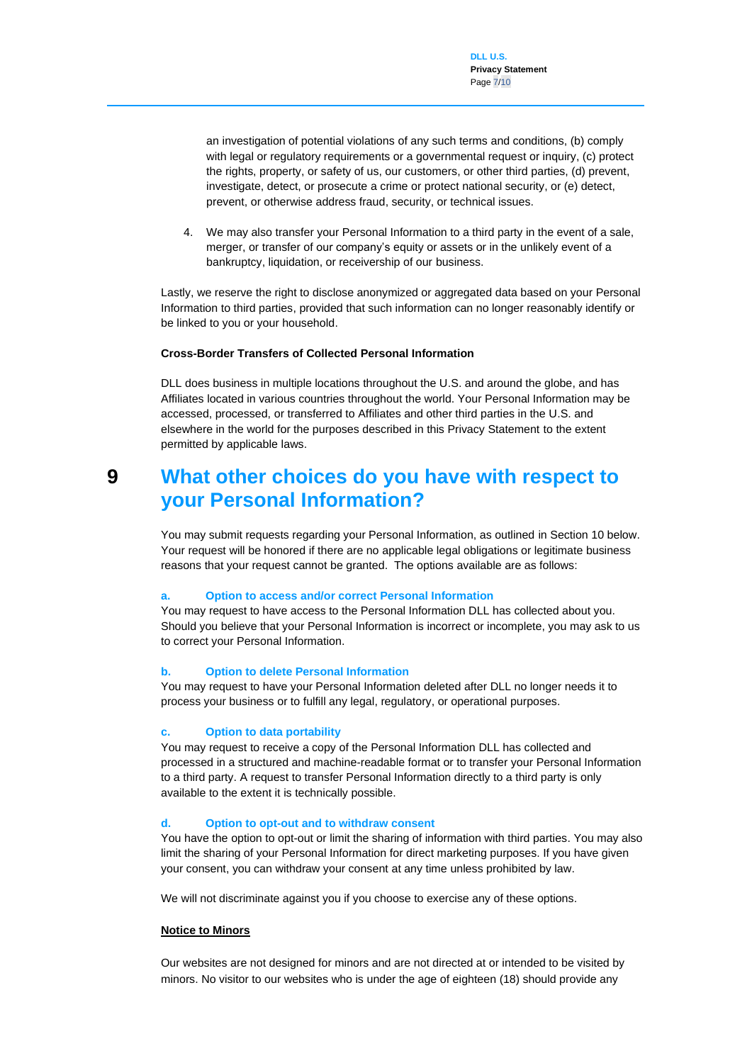an investigation of potential violations of any such terms and conditions, (b) comply with legal or regulatory requirements or a governmental request or inquiry, (c) protect the rights, property, or safety of us, our customers, or other third parties, (d) prevent, investigate, detect, or prosecute a crime or protect national security, or (e) detect, prevent, or otherwise address fraud, security, or technical issues.

4. We may also transfer your Personal Information to a third party in the event of a sale, merger, or transfer of our company's equity or assets or in the unlikely event of a bankruptcy, liquidation, or receivership of our business.

Lastly, we reserve the right to disclose anonymized or aggregated data based on your Personal Information to third parties, provided that such information can no longer reasonably identify or be linked to you or your household.

**Cross-Border Transfers of Collected Personal Information**

DLL does business in multiple locations throughout the U.S. and around the globe, and has Affiliates located in various countries throughout the world. Your Personal Information may be accessed, processed, or transferred to Affiliates and other third parties in the U.S. and elsewhere in the world for the purposes described in this Privacy Statement to the extent permitted by applicable laws.

# 9 What other choices do you have with respect to your Personal Information?

You may submit requests regarding your Personal Information, as outlined in Section 10 below. Your request will be honored if there are no applicable legal obligations or legitimate business reasons that your request cannot be granted. The options available are as follows:

### a. Option to access and/or correct Personal Information

You may request to have access to the Personal Information DLL has collected about you. Should you believe that your Personal Information is incorrect or incomplete, you may ask to us to correct your Personal Information.

### b. Option to delete Personal Information

You may request to have your Personal Information deleted after DLL no longer needs it to process your business or to fulfill any legal, regulatory, or operational purposes.

### c. Option to data portability

You may request to receive a copy of the Personal Information DLL has collected and processed in a structured and machine-readable format or to transfer your Personal Information to a third party. A request to transfer Personal Information directly to a third party is only available to the extent it is technically possible.

### d. Option to opt-out and to withdraw consent

You have the option to opt-out or limit the sharing of information with third parties. You may also limit the sharing of your Personal Information for direct marketing purposes. If you have given your consent, you can withdraw your consent at any time unless prohibited by law.

We will not discriminate against you if you choose to exercise any of these options.

**Notice to Minors**

Our websites are not designed for minors and are not directed at or intended to be visited by minors. No visitor to our websites who is under the age of eighteen (18) should provide any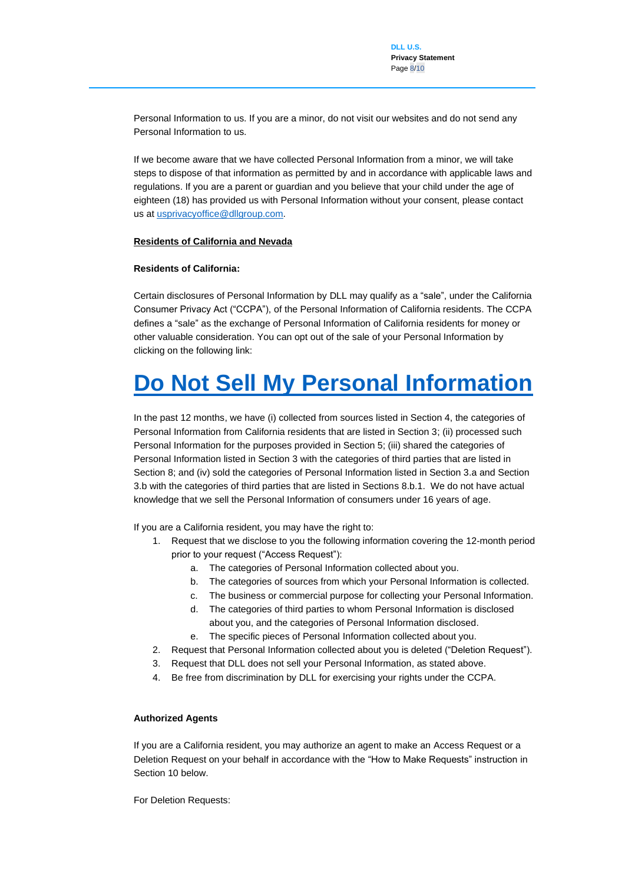Personal Information to us. If you are a minor, do not visit our websites and do not send any Personal Information to us.

If we become aware that we have collected Personal Information from a minor, we will take steps to dispose of that information as permitted by and in accordance with applicable laws and regulations. If you are a parent or guardian and you believe that your child under the age of eighteen (18) has provided us with Personal Information without your consent, please contact us at [usprivacyoffice@dllgroup.com](mailto:usprivacyoffice@dllgroup.com).

**Residents of California and Nevada**

**Residents of California:**

Certain disclosures of Personal Information by DLL may qualify as a "sale", under the California Consumer Privacy Act ("CCPA"), of the Personal Information of California residents. The CCPA defines a "sale" as the exchange of Personal Information of California residents for money or other valuable consideration. You can opt out of the sale of your Personal Information by clicking on the following link:

# Do Not Sell My Personal Information

In the past 12 months, we have (i) collected from sources listed in Section 4, the categories of Personal Information from California residents that are listed in Section 3; (ii) processed such Personal Information for the purposes provided in Section 5; (iii) shared the categories of Personal Information listed in Section 3 with the categories of third parties that are listed in Section 8; and (iv) sold the categories of Personal Information listed in Section 3.a and Section 3.b with the categories of third parties that are listed in Sections 8.b.1. We do not have actual knowledge that we sell the Personal Information of consumers under 16 years of age.

If you are a California resident, you may have the right to:

1. Request that we disclose to you the following information covering the 12-month period prior to your request ("Access Request"):
    a. The categories of Personal Information collected about you.
    b. The categories of sources from which your Personal Information is collected.
    c. The business or commercial purpose for collecting your Personal Information.
    d. The categories of third parties to whom Personal Information is disclosed about you, and the categories of Personal Information disclosed.
    e. The specific pieces of Personal Information collected about you.
2. Request that Personal Information collected about you is deleted ("Deletion Request").
3. Request that DLL does not sell your Personal Information, as stated above.
4. Be free from discrimination by DLL for exercising your rights under the CCPA.

**Authorized Agents**

If you are a California resident, you may authorize an agent to make an Access Request or a Deletion Request on your behalf in accordance with the "How to Make Requests" instruction in Section 10 below.

For Deletion Requests: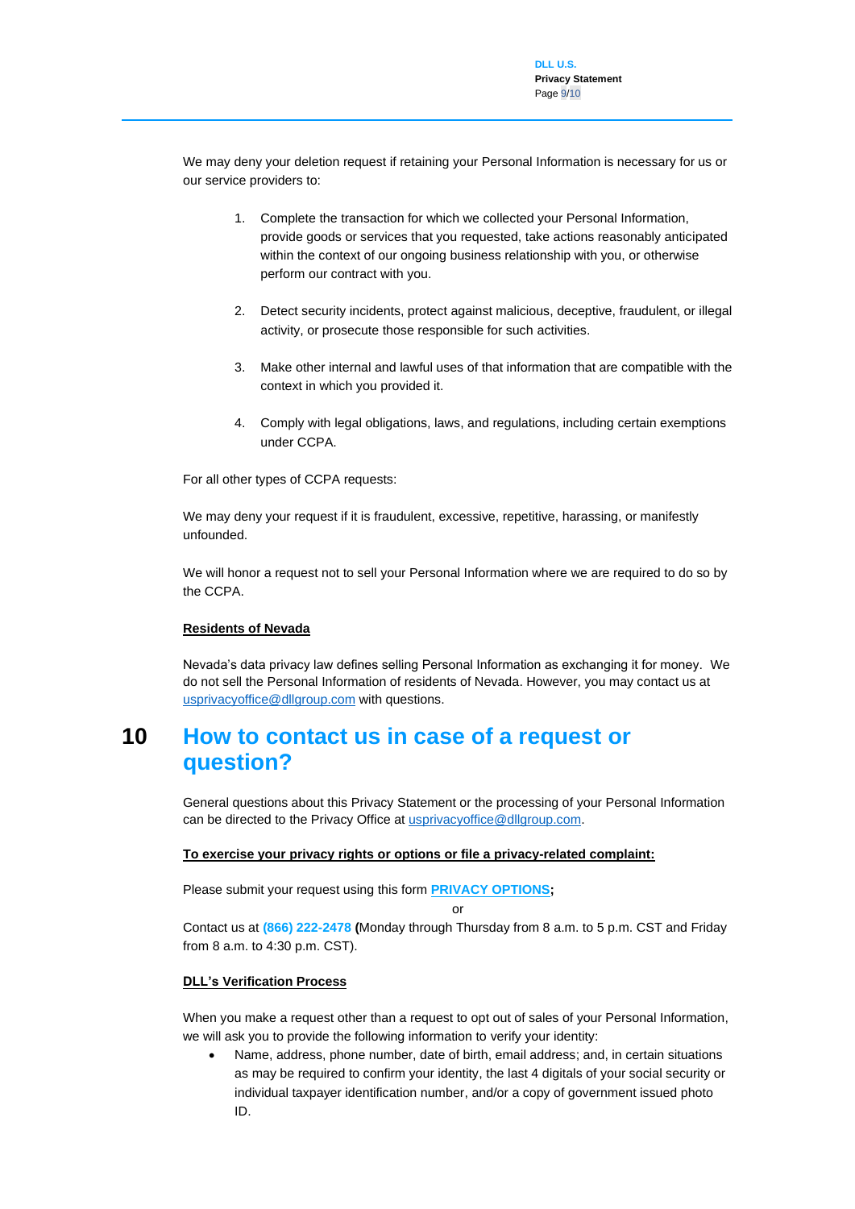We may deny your deletion request if retaining your Personal Information is necessary for us or our service providers to:

1. Complete the transaction for which we collected your Personal Information, provide goods or services that you requested, take actions reasonably anticipated within the context of our ongoing business relationship with you, or otherwise perform our contract with you.

2. Detect security incidents, protect against malicious, deceptive, fraudulent, or illegal activity, or prosecute those responsible for such activities.

3. Make other internal and lawful uses of that information that are compatible with the context in which you provided it.

4. Comply with legal obligations, laws, and regulations, including certain exemptions under CCPA.

For all other types of CCPA requests:

We may deny your request if it is fraudulent, excessive, repetitive, harassing, or manifestly unfounded.

We will honor a request not to sell your Personal Information where we are required to do so by the CCPA.

**Residents of Nevada**

Nevada's data privacy law defines selling Personal Information as exchanging it for money. We do not sell the Personal Information of residents of Nevada. However, you may contact us at usprivacyoffice@dllgroup.com with questions.

# 10 How to contact us in case of a request or question?

General questions about this Privacy Statement or the processing of your Personal Information can be directed to the Privacy Office at usprivacyoffice@dllgroup.com.

**To exercise your privacy rights or options or file a privacy-related complaint:**

Please submit your request using this form **PRIVACY OPTIONS;**

or

Contact us at **(866) 222-2478** **(**Monday through Thursday from 8 a.m. to 5 p.m. CST and Friday from 8 a.m. to 4:30 p.m. CST).

**DLL's Verification Process**

When you make a request other than a request to opt out of sales of your Personal Information, we will ask you to provide the following information to verify your identity:

- Name, address, phone number, date of birth, email address; and, in certain situations as may be required to confirm your identity, the last 4 digitals of your social security or individual taxpayer identification number, and/or a copy of government issued photo ID.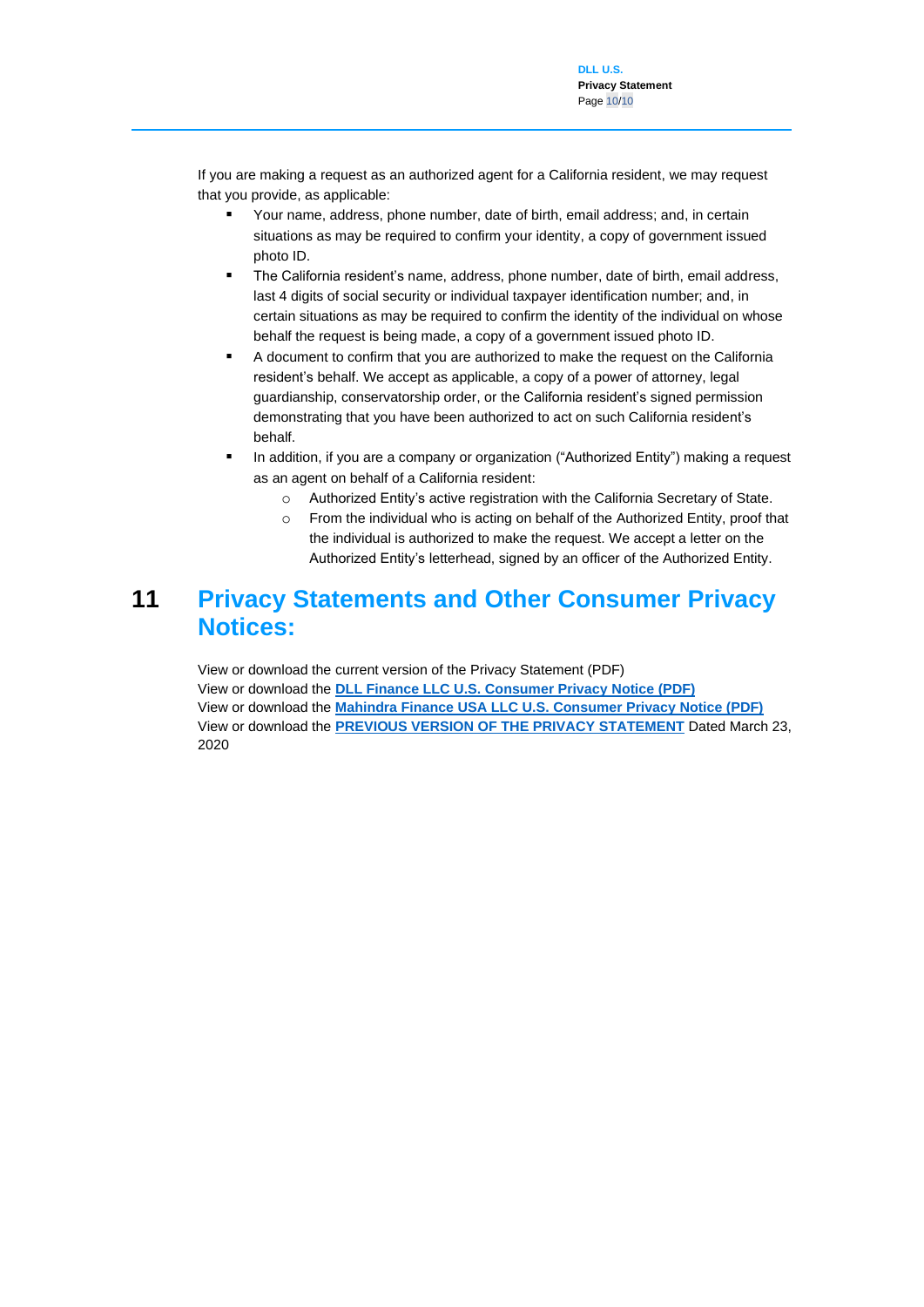If you are making a request as an authorized agent for a California resident, we may request that you provide, as applicable:

- Your name, address, phone number, date of birth, email address; and, in certain situations as may be required to confirm your identity, a copy of government issued photo ID.
- The California resident's name, address, phone number, date of birth, email address, last 4 digits of social security or individual taxpayer identification number; and, in certain situations as may be required to confirm the identity of the individual on whose behalf the request is being made, a copy of a government issued photo ID.
- A document to confirm that you are authorized to make the request on the California resident's behalf. We accept as applicable, a copy of a power of attorney, legal guardianship, conservatorship order, or the California resident's signed permission demonstrating that you have been authorized to act on such California resident's behalf.
- In addition, if you are a company or organization ("Authorized Entity") making a request as an agent on behalf of a California resident:
  - Authorized Entity's active registration with the California Secretary of State.
  - From the individual who is acting on behalf of the Authorized Entity, proof that the individual is authorized to make the request. We accept a letter on the Authorized Entity's letterhead, signed by an officer of the Authorized Entity.

# 11 Privacy Statements and Other Consumer Privacy Notices:

View or download the current version of the Privacy Statement (PDF)
View or download the **DLL Finance LLC U.S. Consumer Privacy Notice (PDF)**
View or download the **Mahindra Finance USA LLC U.S. Consumer Privacy Notice (PDF)**
View or download the **PREVIOUS VERSION OF THE PRIVACY STATEMENT** Dated March 23, 2020